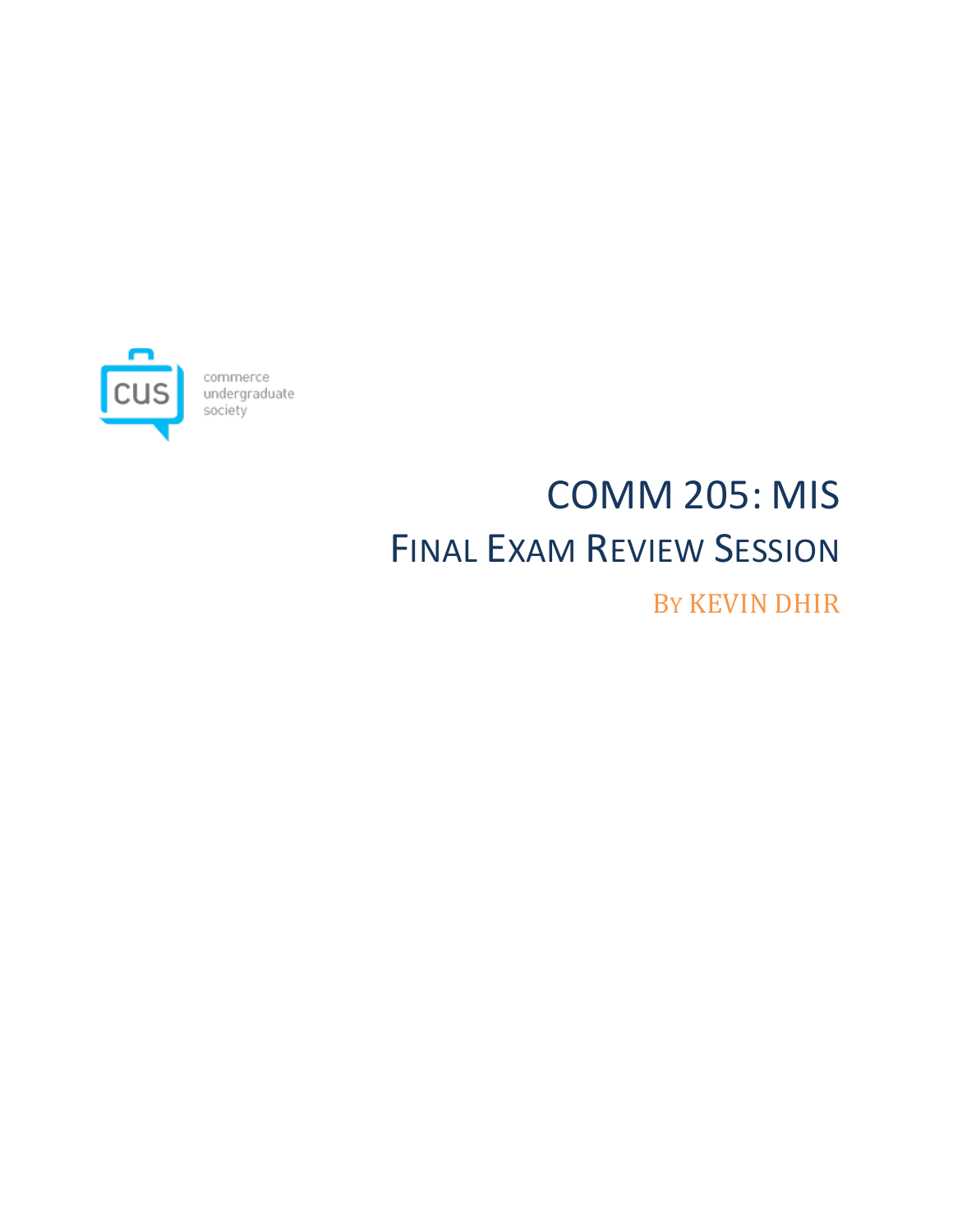commerce undergraduate society

# COMM 205: MIS

## Final Exam Review Session

By Kevin Dhir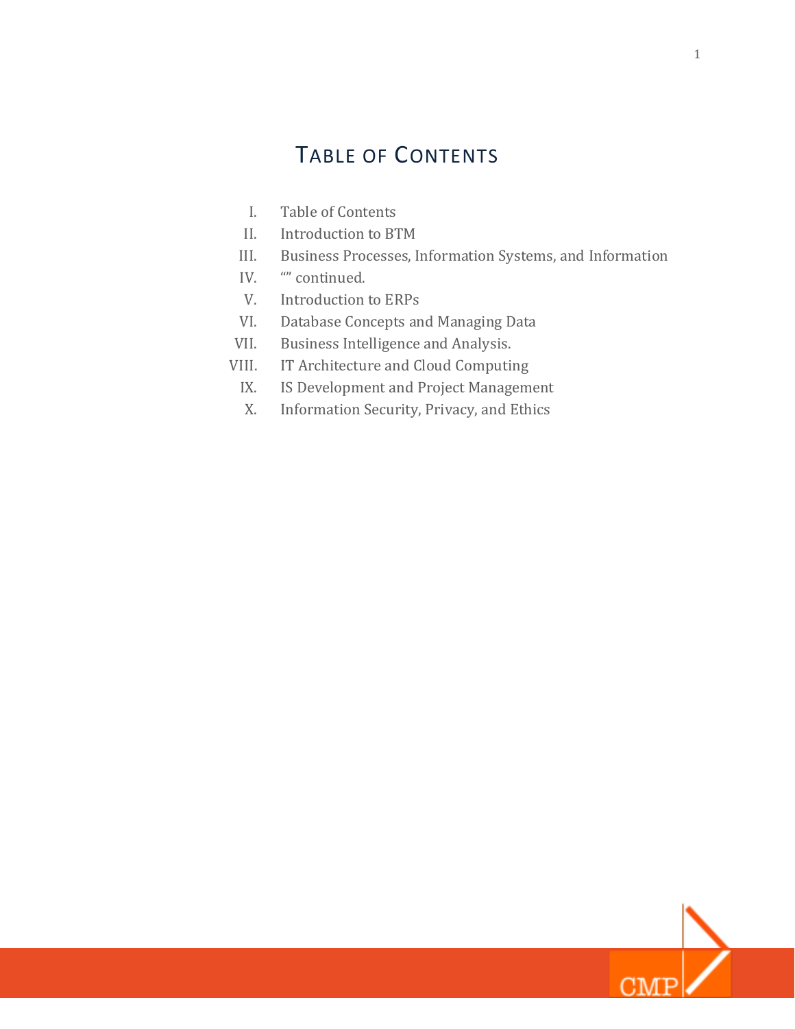# Table of Contents

I. Table of Contents
II. Introduction to BTM
III. Business Processes, Information Systems, and Information
IV. "" continued.
V. Introduction to ERPs
VI. Database Concepts and Managing Data
VII. Business Intelligence and Analysis.
VIII. IT Architecture and Cloud Computing
IX. IS Development and Project Management
X. Information Security, Privacy, and Ethics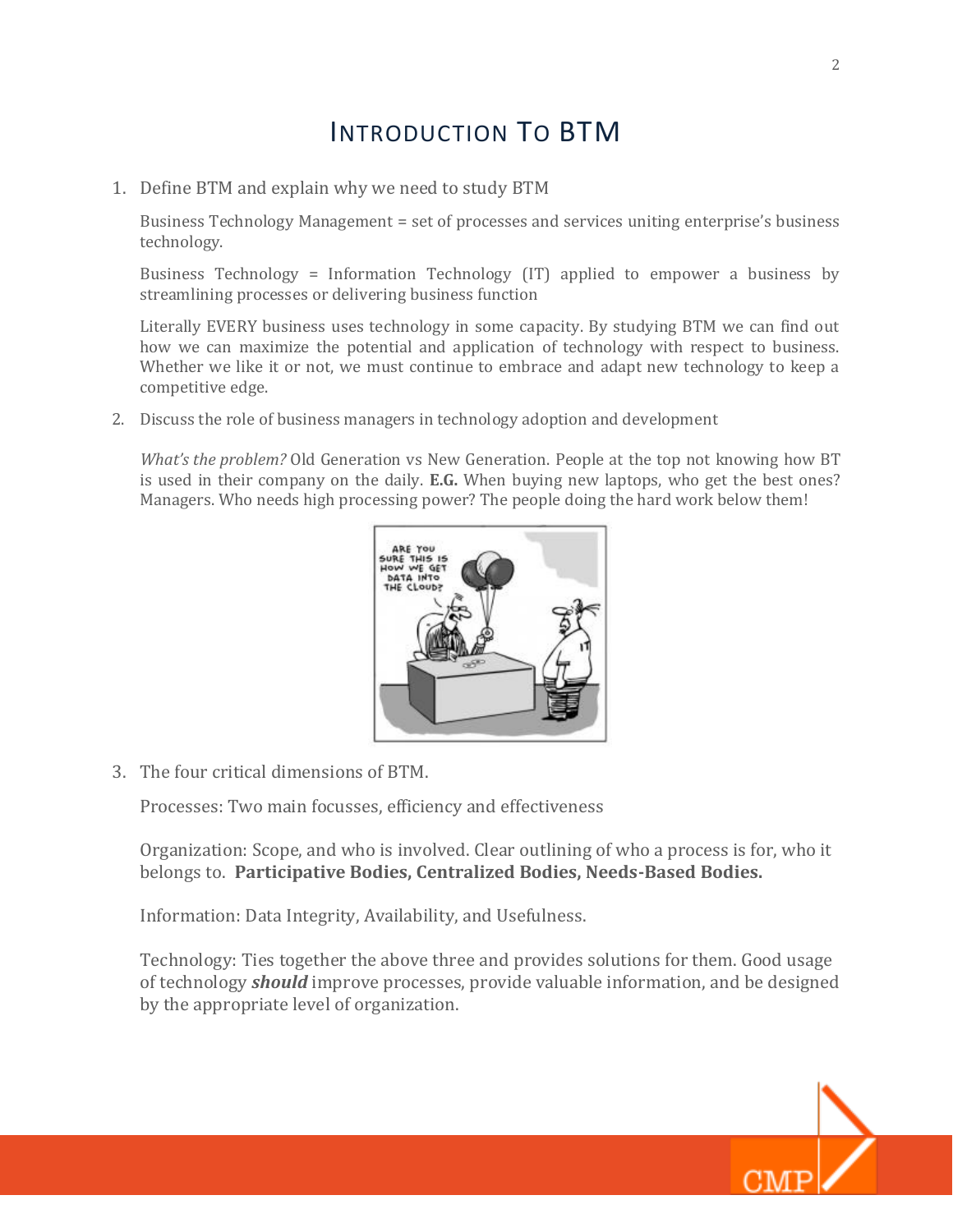# Introduction To BTM

1. Define BTM and explain why we need to study BTM

   Business Technology Management = set of processes and services uniting enterprise's business technology.

   Business Technology = Information Technology (IT) applied to empower a business by streamlining processes or delivering business function

   Literally EVERY business uses technology in some capacity. By studying BTM we can find out how we can maximize the potential and application of technology with respect to business. Whether we like it or not, we must continue to embrace and adapt new technology to keep a competitive edge.

2. Discuss the role of business managers in technology adoption and development

   *What's the problem?* Old Generation vs New Generation. People at the top not knowing how BT is used in their company on the daily. **E.G.** When buying new laptops, who get the best ones? Managers. Who needs high processing power? The people doing the hard work below them!

3. The four critical dimensions of BTM.

   Processes: Two main focusses, efficiency and effectiveness

   Organization: Scope, and who is involved. Clear outlining of who a process is for, who it belongs to. **Participative Bodies, Centralized Bodies, Needs-Based Bodies.**

   Information: Data Integrity, Availability, and Usefulness.

   Technology: Ties together the above three and provides solutions for them. Good usage of technology ***should*** improve processes, provide valuable information, and be designed by the appropriate level of organization.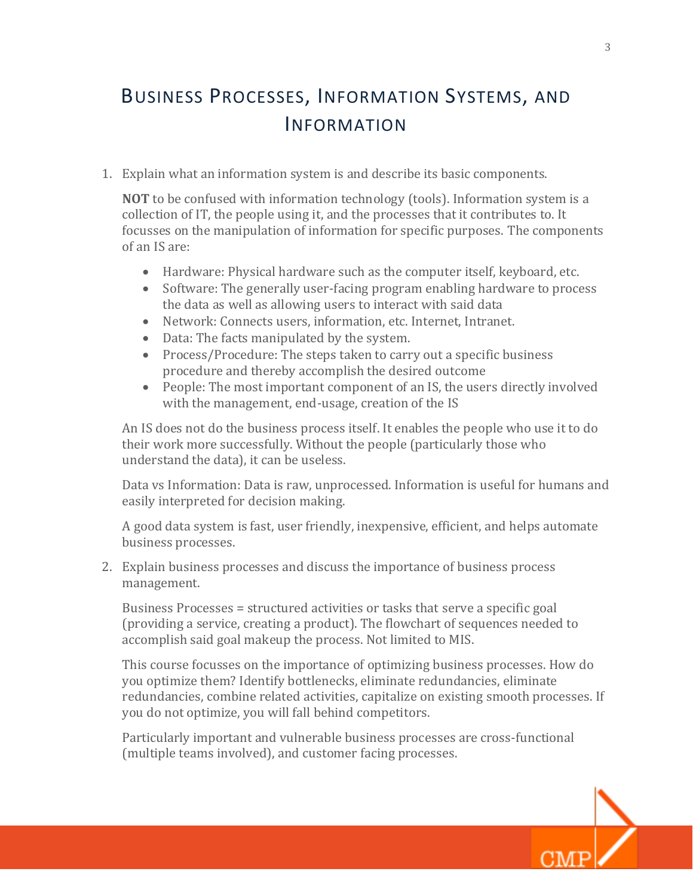# Business Processes, Information Systems, and Information

1. Explain what an information system is and describe its basic components.

   **NOT** to be confused with information technology (tools). Information system is a collection of IT, the people using it, and the processes that it contributes to. It focusses on the manipulation of information for specific purposes. The components of an IS are:

   - Hardware: Physical hardware such as the computer itself, keyboard, etc.
   - Software: The generally user-facing program enabling hardware to process the data as well as allowing users to interact with said data
   - Network: Connects users, information, etc. Internet, Intranet.
   - Data: The facts manipulated by the system.
   - Process/Procedure: The steps taken to carry out a specific business procedure and thereby accomplish the desired outcome
   - People: The most important component of an IS, the users directly involved with the management, end-usage, creation of the IS

   An IS does not do the business process itself. It enables the people who use it to do their work more successfully. Without the people (particularly those who understand the data), it can be useless.

   Data vs Information: Data is raw, unprocessed. Information is useful for humans and easily interpreted for decision making.

   A good data system is fast, user friendly, inexpensive, efficient, and helps automate business processes.

2. Explain business processes and discuss the importance of business process management.

   Business Processes = structured activities or tasks that serve a specific goal (providing a service, creating a product). The flowchart of sequences needed to accomplish said goal makeup the process. Not limited to MIS.

   This course focusses on the importance of optimizing business processes. How do you optimize them? Identify bottlenecks, eliminate redundancies, eliminate redundancies, combine related activities, capitalize on existing smooth processes. If you do not optimize, you will fall behind competitors.

   Particularly important and vulnerable business processes are cross-functional (multiple teams involved), and customer facing processes.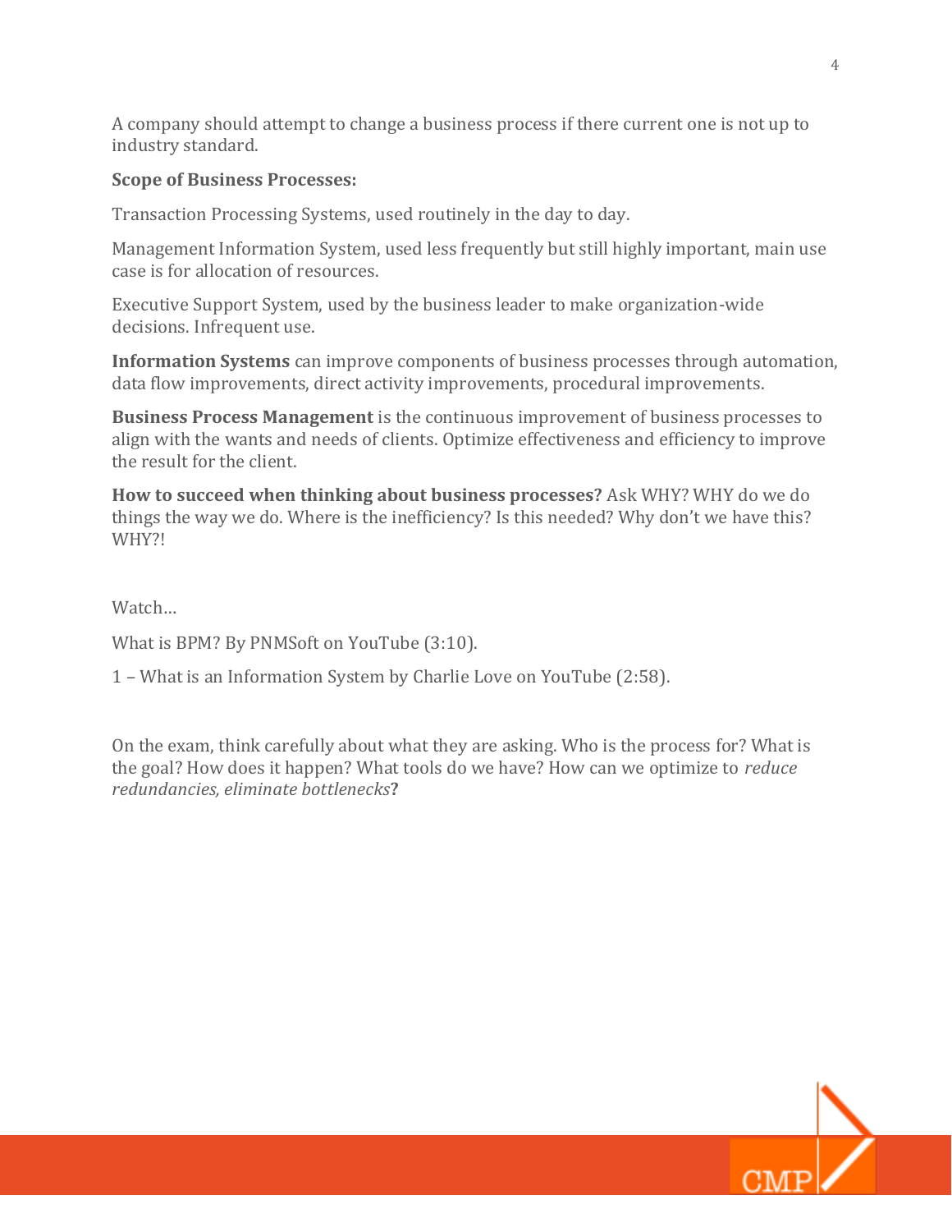A company should attempt to change a business process if there current one is not up to industry standard.

**Scope of Business Processes:**

Transaction Processing Systems, used routinely in the day to day.

Management Information System, used less frequently but still highly important, main use case is for allocation of resources.

Executive Support System, used by the business leader to make organization-wide decisions. Infrequent use.

**Information Systems** can improve components of business processes through automation, data flow improvements, direct activity improvements, procedural improvements.

**Business Process Management** is the continuous improvement of business processes to align with the wants and needs of clients. Optimize effectiveness and efficiency to improve the result for the client.

**How to succeed when thinking about business processes?** Ask WHY? WHY do we do things the way we do. Where is the inefficiency? Is this needed? Why don't we have this? WHY?!

Watch…

What is BPM? By PNMSoft on YouTube (3:10).

1 – What is an Information System by Charlie Love on YouTube (2:58).

On the exam, think carefully about what they are asking. Who is the process for? What is the goal? How does it happen? What tools do we have? How can we optimize to *reduce redundancies, eliminate bottlenecks***?**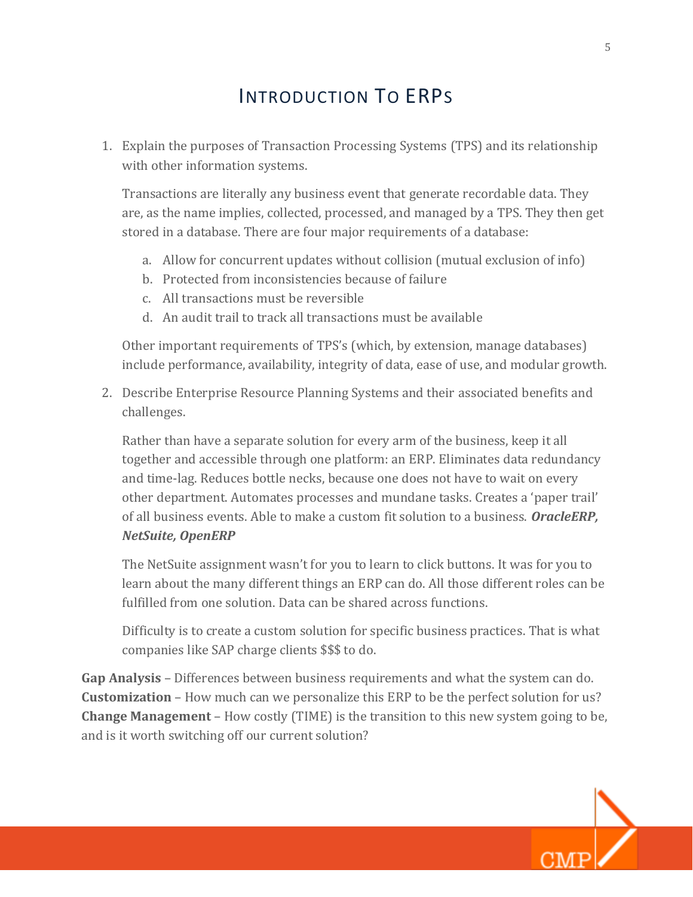# Introduction To ERPs

1. Explain the purposes of Transaction Processing Systems (TPS) and its relationship with other information systems.

   Transactions are literally any business event that generate recordable data. They are, as the name implies, collected, processed, and managed by a TPS. They then get stored in a database. There are four major requirements of a database:

   a. Allow for concurrent updates without collision (mutual exclusion of info)
   b. Protected from inconsistencies because of failure
   c. All transactions must be reversible
   d. An audit trail to track all transactions must be available

   Other important requirements of TPS's (which, by extension, manage databases) include performance, availability, integrity of data, ease of use, and modular growth.

2. Describe Enterprise Resource Planning Systems and their associated benefits and challenges.

   Rather than have a separate solution for every arm of the business, keep it all together and accessible through one platform: an ERP. Eliminates data redundancy and time-lag. Reduces bottle necks, because one does not have to wait on every other department. Automates processes and mundane tasks. Creates a 'paper trail' of all business events. Able to make a custom fit solution to a business. ***OracleERP, NetSuite, OpenERP***

   The NetSuite assignment wasn't for you to learn to click buttons. It was for you to learn about the many different things an ERP can do. All those different roles can be fulfilled from one solution. Data can be shared across functions.

   Difficulty is to create a custom solution for specific business practices. That is what companies like SAP charge clients $$$ to do.

**Gap Analysis** – Differences between business requirements and what the system can do.
**Customization** – How much can we personalize this ERP to be the perfect solution for us?
**Change Management** – How costly (TIME) is the transition to this new system going to be, and is it worth switching off our current solution?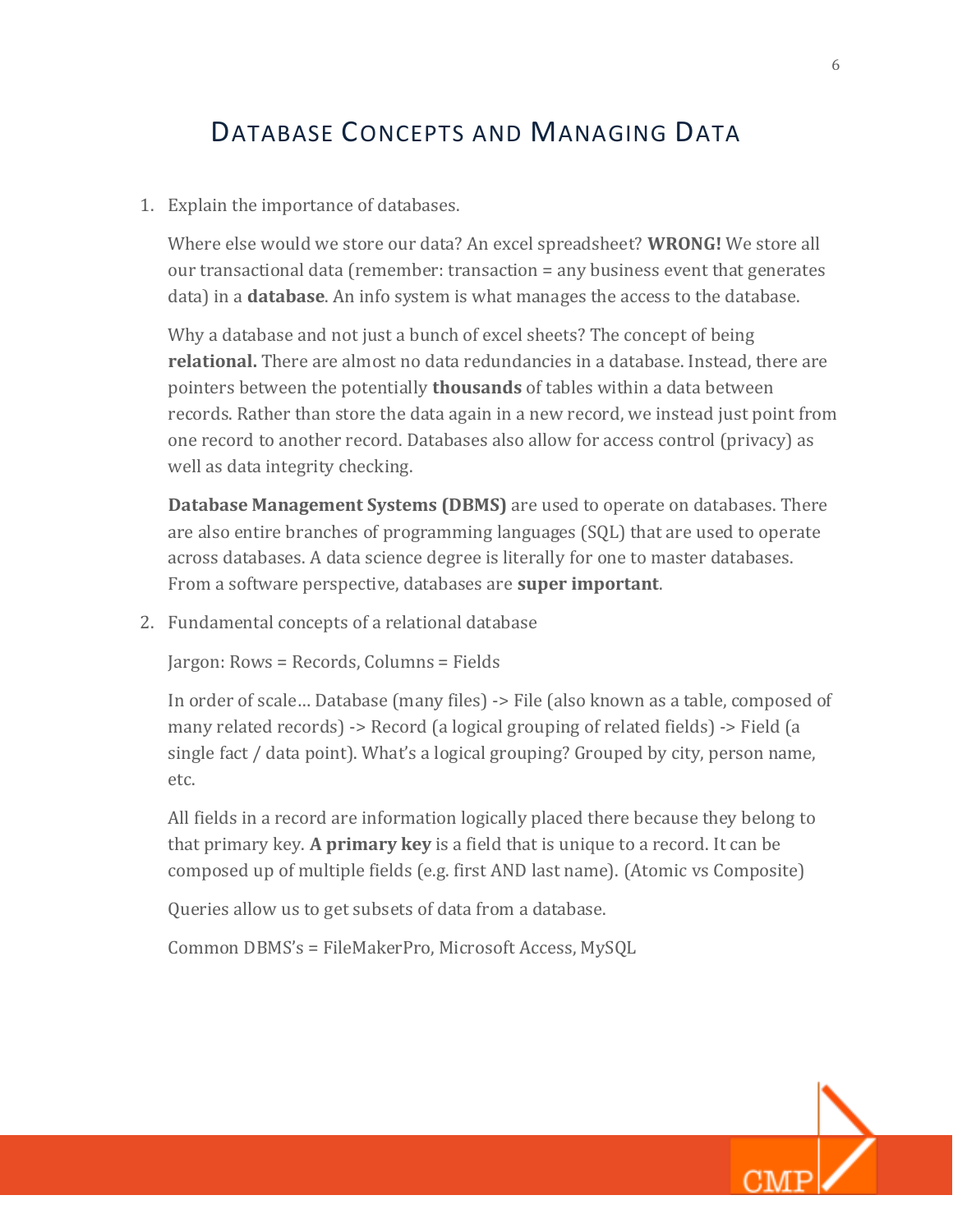# Database Concepts and Managing Data

1. Explain the importance of databases.

   Where else would we store our data? An excel spreadsheet? **WRONG!** We store all our transactional data (remember: transaction = any business event that generates data) in a **database**. An info system is what manages the access to the database.

   Why a database and not just a bunch of excel sheets? The concept of being **relational.** There are almost no data redundancies in a database. Instead, there are pointers between the potentially **thousands** of tables within a data between records. Rather than store the data again in a new record, we instead just point from one record to another record. Databases also allow for access control (privacy) as well as data integrity checking.

   **Database Management Systems (DBMS)** are used to operate on databases. There are also entire branches of programming languages (SQL) that are used to operate across databases. A data science degree is literally for one to master databases. From a software perspective, databases are **super important**.

2. Fundamental concepts of a relational database

   Jargon: Rows = Records, Columns = Fields

   In order of scale… Database (many files) -> File (also known as a table, composed of many related records) -> Record (a logical grouping of related fields) -> Field (a single fact / data point). What's a logical grouping? Grouped by city, person name, etc.

   All fields in a record are information logically placed there because they belong to that primary key. **A primary key** is a field that is unique to a record. It can be composed up of multiple fields (e.g. first AND last name). (Atomic vs Composite)

   Queries allow us to get subsets of data from a database.

   Common DBMS's = FileMakerPro, Microsoft Access, MySQL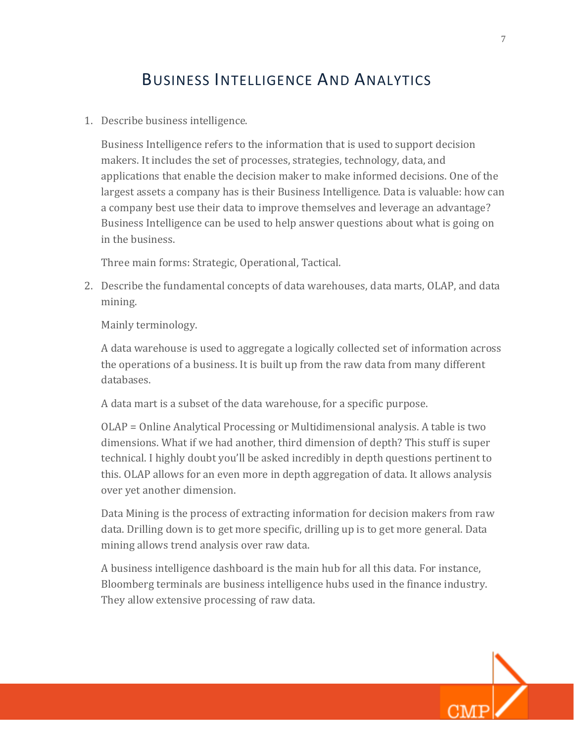# Business Intelligence And Analytics

1. Describe business intelligence.

   Business Intelligence refers to the information that is used to support decision makers. It includes the set of processes, strategies, technology, data, and applications that enable the decision maker to make informed decisions. One of the largest assets a company has is their Business Intelligence. Data is valuable: how can a company best use their data to improve themselves and leverage an advantage? Business Intelligence can be used to help answer questions about what is going on in the business.

   Three main forms: Strategic, Operational, Tactical.

2. Describe the fundamental concepts of data warehouses, data marts, OLAP, and data mining.

   Mainly terminology.

   A data warehouse is used to aggregate a logically collected set of information across the operations of a business. It is built up from the raw data from many different databases.

   A data mart is a subset of the data warehouse, for a specific purpose.

   OLAP = Online Analytical Processing or Multidimensional analysis. A table is two dimensions. What if we had another, third dimension of depth? This stuff is super technical. I highly doubt you'll be asked incredibly in depth questions pertinent to this. OLAP allows for an even more in depth aggregation of data. It allows analysis over yet another dimension.

   Data Mining is the process of extracting information for decision makers from raw data. Drilling down is to get more specific, drilling up is to get more general. Data mining allows trend analysis over raw data.

   A business intelligence dashboard is the main hub for all this data. For instance, Bloomberg terminals are business intelligence hubs used in the finance industry. They allow extensive processing of raw data.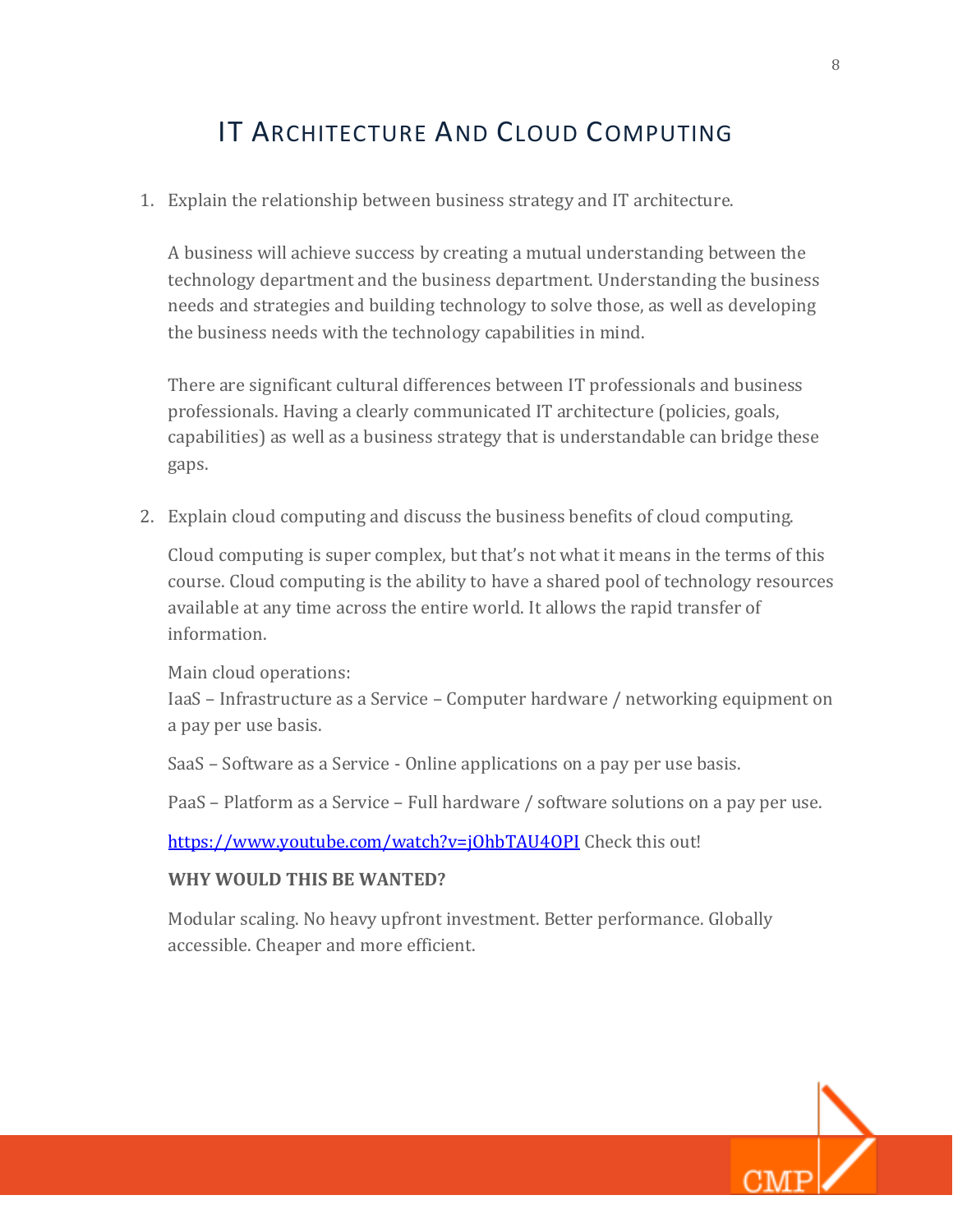# IT Architecture And Cloud Computing

1. Explain the relationship between business strategy and IT architecture.

   A business will achieve success by creating a mutual understanding between the technology department and the business department. Understanding the business needs and strategies and building technology to solve those, as well as developing the business needs with the technology capabilities in mind.

   There are significant cultural differences between IT professionals and business professionals. Having a clearly communicated IT architecture (policies, goals, capabilities) as well as a business strategy that is understandable can bridge these gaps.

2. Explain cloud computing and discuss the business benefits of cloud computing.

   Cloud computing is super complex, but that's not what it means in the terms of this course. Cloud computing is the ability to have a shared pool of technology resources available at any time across the entire world. It allows the rapid transfer of information.

   Main cloud operations:
   IaaS – Infrastructure as a Service – Computer hardware / networking equipment on a pay per use basis.

   SaaS – Software as a Service - Online applications on a pay per use basis.

   PaaS – Platform as a Service – Full hardware / software solutions on a pay per use.

   [https://www.youtube.com/watch?v=jOhbTAU4OPI](https://www.youtube.com/watch?v=jOhbTAU4OPI) Check this out!

   **WHY WOULD THIS BE WANTED?**

   Modular scaling. No heavy upfront investment. Better performance. Globally accessible. Cheaper and more efficient.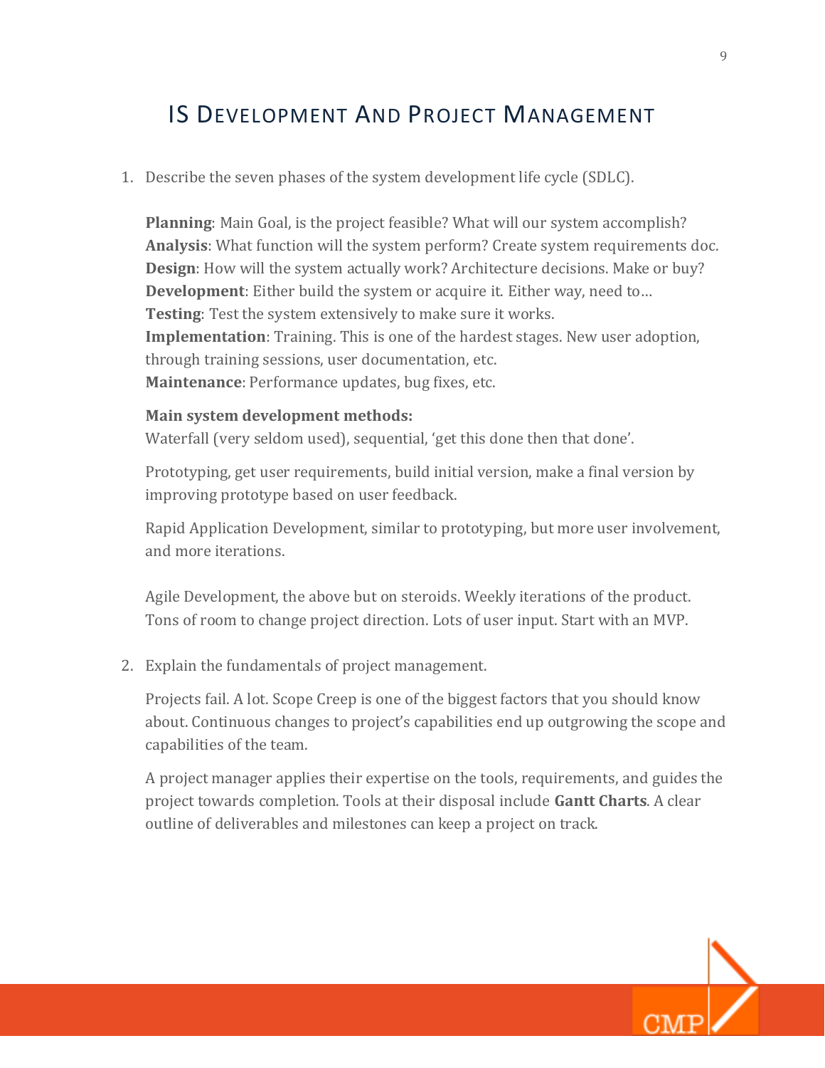# IS Development And Project Management

1. Describe the seven phases of the system development life cycle (SDLC).

   **Planning**: Main Goal, is the project feasible? What will our system accomplish?
   **Analysis**: What function will the system perform? Create system requirements doc.
   **Design**: How will the system actually work? Architecture decisions. Make or buy?
   **Development**: Either build the system or acquire it. Either way, need to…
   **Testing**: Test the system extensively to make sure it works.
   **Implementation**: Training. This is one of the hardest stages. New user adoption, through training sessions, user documentation, etc.
   **Maintenance**: Performance updates, bug fixes, etc.

   **Main system development methods:**
   Waterfall (very seldom used), sequential, 'get this done then that done'.

   Prototyping, get user requirements, build initial version, make a final version by improving prototype based on user feedback.

   Rapid Application Development, similar to prototyping, but more user involvement, and more iterations.

   Agile Development, the above but on steroids. Weekly iterations of the product. Tons of room to change project direction. Lots of user input. Start with an MVP.

2. Explain the fundamentals of project management.

   Projects fail. A lot. Scope Creep is one of the biggest factors that you should know about. Continuous changes to project's capabilities end up outgrowing the scope and capabilities of the team.

   A project manager applies their expertise on the tools, requirements, and guides the project towards completion. Tools at their disposal include **Gantt Charts**. A clear outline of deliverables and milestones can keep a project on track.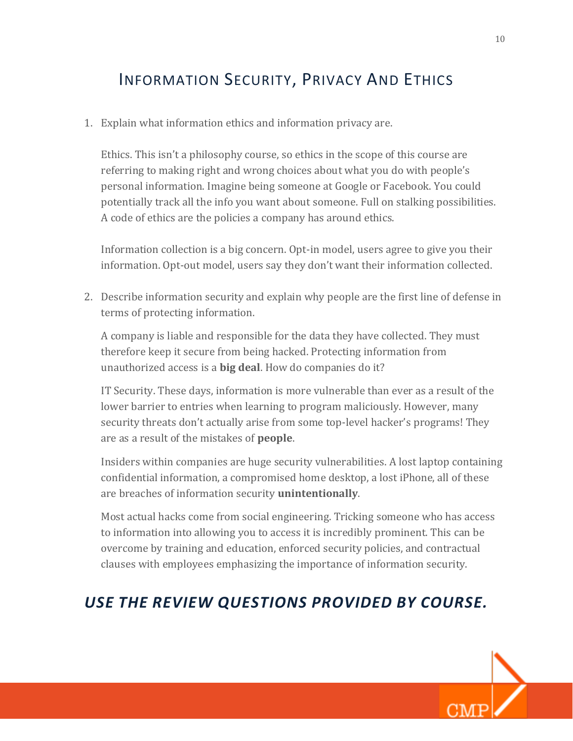# Information Security, Privacy And Ethics

1. Explain what information ethics and information privacy are.

   Ethics. This isn't a philosophy course, so ethics in the scope of this course are referring to making right and wrong choices about what you do with people's personal information. Imagine being someone at Google or Facebook. You could potentially track all the info you want about someone. Full on stalking possibilities. A code of ethics are the policies a company has around ethics.

   Information collection is a big concern. Opt-in model, users agree to give you their information. Opt-out model, users say they don't want their information collected.

2. Describe information security and explain why people are the first line of defense in terms of protecting information.

   A company is liable and responsible for the data they have collected. They must therefore keep it secure from being hacked. Protecting information from unauthorized access is a **big deal**. How do companies do it?

   IT Security. These days, information is more vulnerable than ever as a result of the lower barrier to entries when learning to program maliciously. However, many security threats don't actually arise from some top-level hacker's programs! They are as a result of the mistakes of **people**.

   Insiders within companies are huge security vulnerabilities. A lost laptop containing confidential information, a compromised home desktop, a lost iPhone, all of these are breaches of information security **unintentionally**.

   Most actual hacks come from social engineering. Tricking someone who has access to information into allowing you to access it is incredibly prominent. This can be overcome by training and education, enforced security policies, and contractual clauses with employees emphasizing the importance of information security.

## ***USE THE REVIEW QUESTIONS PROVIDED BY COURSE.***